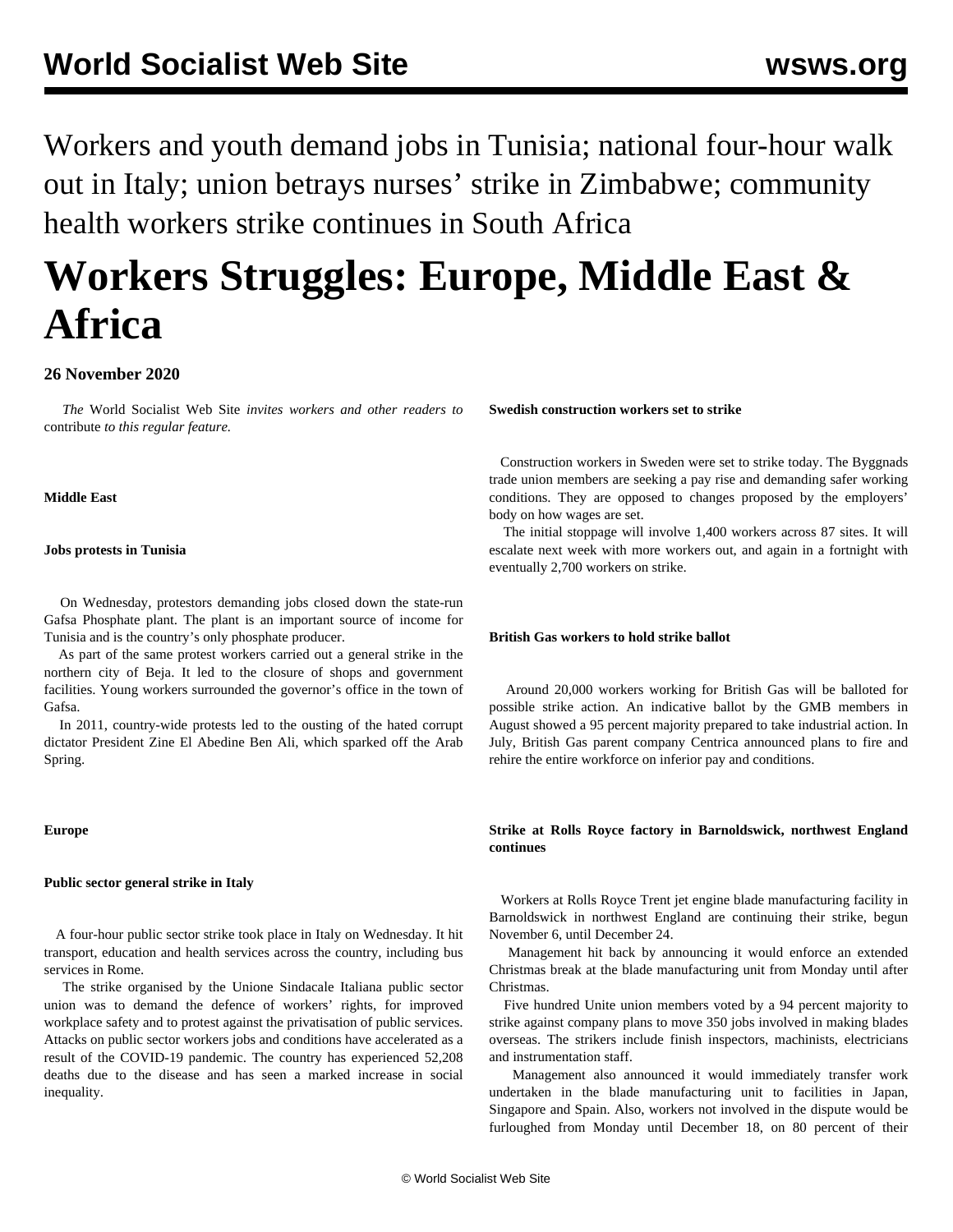Workers and youth demand jobs in Tunisia; national four-hour walk out in Italy; union betrays nurses' strike in Zimbabwe; community health workers strike continues in South Africa

# Workers Struggles: Europe, Middle East & Africa

**26 November 2020**

*The* World Socialist Web Site *invites workers and other readers to* contribute *to this regular feature.*

**Middle East**

**Jobs protests in Tunisia**

On Wednesday, protestors demanding jobs closed down the state-run Gafsa Phosphate plant. The plant is an important source of income for Tunisia and is the country's only phosphate producer.

As part of the same protest workers carried out a general strike in the northern city of Beja. It led to the closure of shops and government facilities. Young workers surrounded the governor's office in the town of Gafsa.

In 2011, country-wide protests led to the ousting of the hated corrupt dictator President Zine El Abedine Ben Ali, which sparked off the Arab Spring.

**Europe**

**Public sector general strike in Italy**

A four-hour public sector strike took place in Italy on Wednesday. It hit transport, education and health services across the country, including bus services in Rome.

The strike organised by the Unione Sindacale Italiana public sector union was to demand the defence of workers' rights, for improved workplace safety and to protest against the privatisation of public services. Attacks on public sector workers jobs and conditions have accelerated as a result of the COVID-19 pandemic. The country has experienced 52,208 deaths due to the disease and has seen a marked increase in social inequality.

**Swedish construction workers set to strike**

Construction workers in Sweden were set to strike today. The Byggnads trade union members are seeking a pay rise and demanding safer working conditions. They are opposed to changes proposed by the employers' body on how wages are set.

The initial stoppage will involve 1,400 workers across 87 sites. It will escalate next week with more workers out, and again in a fortnight with eventually 2,700 workers on strike.

**British Gas workers to hold strike ballot**

Around 20,000 workers working for British Gas will be balloted for possible strike action. An indicative ballot by the GMB members in August showed a 95 percent majority prepared to take industrial action. In July, British Gas parent company Centrica announced plans to fire and rehire the entire workforce on inferior pay and conditions.

**Strike at Rolls Royce factory in Barnoldswick, northwest England continues**

Workers at Rolls Royce Trent jet engine blade manufacturing facility in Barnoldswick in northwest England are continuing their strike, begun November 6, until December 24.

Management hit back by announcing it would enforce an extended Christmas break at the blade manufacturing unit from Monday until after Christmas.

Five hundred Unite union members voted by a 94 percent majority to strike against company plans to move 350 jobs involved in making blades overseas. The strikers include finish inspectors, machinists, electricians and instrumentation staff.

Management also announced it would immediately transfer work undertaken in the blade manufacturing unit to facilities in Japan, Singapore and Spain. Also, workers not involved in the dispute would be furloughed from Monday until December 18, on 80 percent of their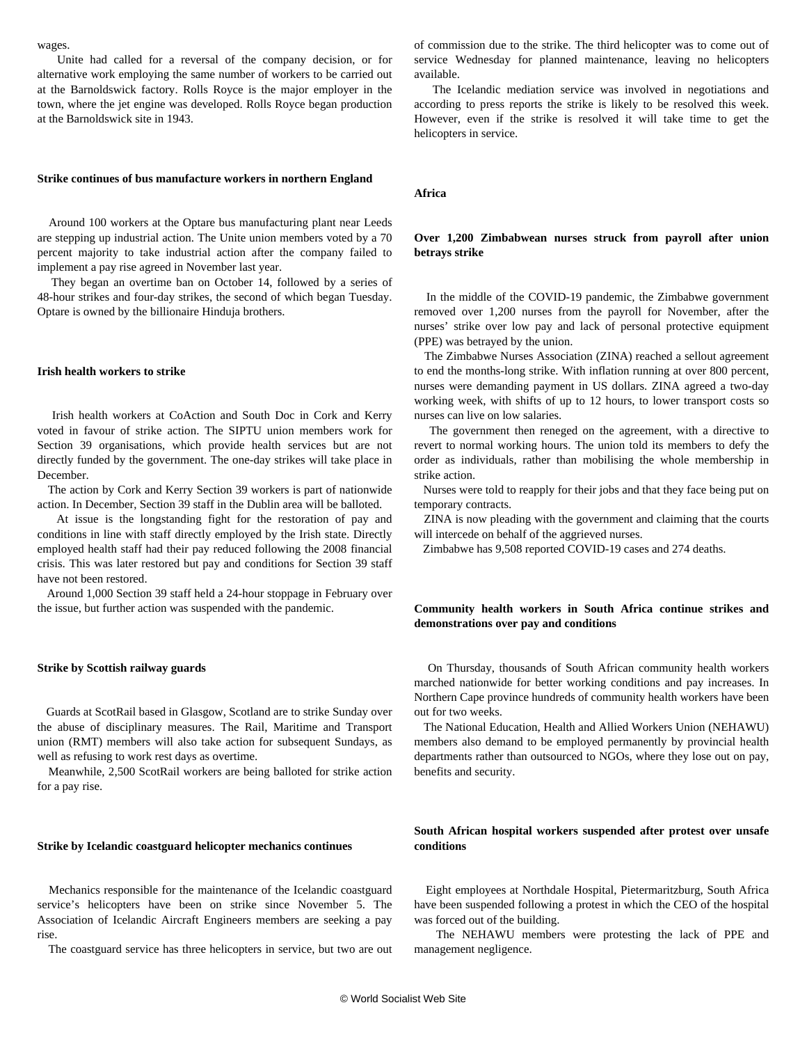wages.

Unite had called for a reversal of the company decision, or for alternative work employing the same number of workers to be carried out at the Barnoldswick factory. Rolls Royce is the major employer in the town, where the jet engine was developed. Rolls Royce began production at the Barnoldswick site in 1943.

**Strike continues of bus manufacture workers in northern England**

Around 100 workers at the Optare bus manufacturing plant near Leeds are stepping up industrial action. The Unite union members voted by a 70 percent majority to take industrial action after the company failed to implement a pay rise agreed in November last year.

They began an overtime ban on October 14, followed by a series of 48-hour strikes and four-day strikes, the second of which began Tuesday. Optare is owned by the billionaire Hinduja brothers.

**Irish health workers to strike**

Irish health workers at CoAction and South Doc in Cork and Kerry voted in favour of strike action. The SIPTU union members work for Section 39 organisations, which provide health services but are not directly funded by the government. The one-day strikes will take place in December.

The action by Cork and Kerry Section 39 workers is part of nationwide action. In December, Section 39 staff in the Dublin area will be balloted.

At issue is the longstanding fight for the restoration of pay and conditions in line with staff directly employed by the Irish state. Directly employed health staff had their pay reduced following the 2008 financial crisis. This was later restored but pay and conditions for Section 39 staff have not been restored.

Around 1,000 Section 39 staff held a 24-hour stoppage in February over the issue, but further action was suspended with the pandemic.

**Strike by Scottish railway guards**

Guards at ScotRail based in Glasgow, Scotland are to strike Sunday over the abuse of disciplinary measures. The Rail, Maritime and Transport union (RMT) members will also take action for subsequent Sundays, as well as refusing to work rest days as overtime.

Meanwhile, 2,500 ScotRail workers are being balloted for strike action for a pay rise.

**Strike by Icelandic coastguard helicopter mechanics continues**

Mechanics responsible for the maintenance of the Icelandic coastguard service's helicopters have been on strike since November 5. The Association of Icelandic Aircraft Engineers members are seeking a pay rise.

The coastguard service has three helicopters in service, but two are out of commission due to the strike. The third helicopter was to come out of service Wednesday for planned maintenance, leaving no helicopters available.

The Icelandic mediation service was involved in negotiations and according to press reports the strike is likely to be resolved this week. However, even if the strike is resolved it will take time to get the helicopters in service.

## Africa

**Over 1,200 Zimbabwean nurses struck from payroll after union betrays strike**

In the middle of the COVID-19 pandemic, the Zimbabwe government removed over 1,200 nurses from the payroll for November, after the nurses' strike over low pay and lack of personal protective equipment (PPE) was betrayed by the union.

The Zimbabwe Nurses Association (ZINA) reached a sellout agreement to end the months-long strike. With inflation running at over 800 percent, nurses were demanding payment in US dollars. ZINA agreed a two-day working week, with shifts of up to 12 hours, to lower transport costs so nurses can live on low salaries.

The government then reneged on the agreement, with a directive to revert to normal working hours. The union told its members to defy the order as individuals, rather than mobilising the whole membership in strike action.

Nurses were told to reapply for their jobs and that they face being put on temporary contracts.

ZINA is now pleading with the government and claiming that the courts will intercede on behalf of the aggrieved nurses.

Zimbabwe has 9,508 reported COVID-19 cases and 274 deaths.

**Community health workers in South Africa continue strikes and demonstrations over pay and conditions**

On Thursday, thousands of South African community health workers marched nationwide for better working conditions and pay increases. In Northern Cape province hundreds of community health workers have been out for two weeks.

The National Education, Health and Allied Workers Union (NEHAWU) members also demand to be employed permanently by provincial health departments rather than outsourced to NGOs, where they lose out on pay, benefits and security.

**South African hospital workers suspended after protest over unsafe conditions**

Eight employees at Northdale Hospital, Pietermaritzburg, South Africa have been suspended following a protest in which the CEO of the hospital was forced out of the building.

The NEHAWU members were protesting the lack of PPE and management negligence.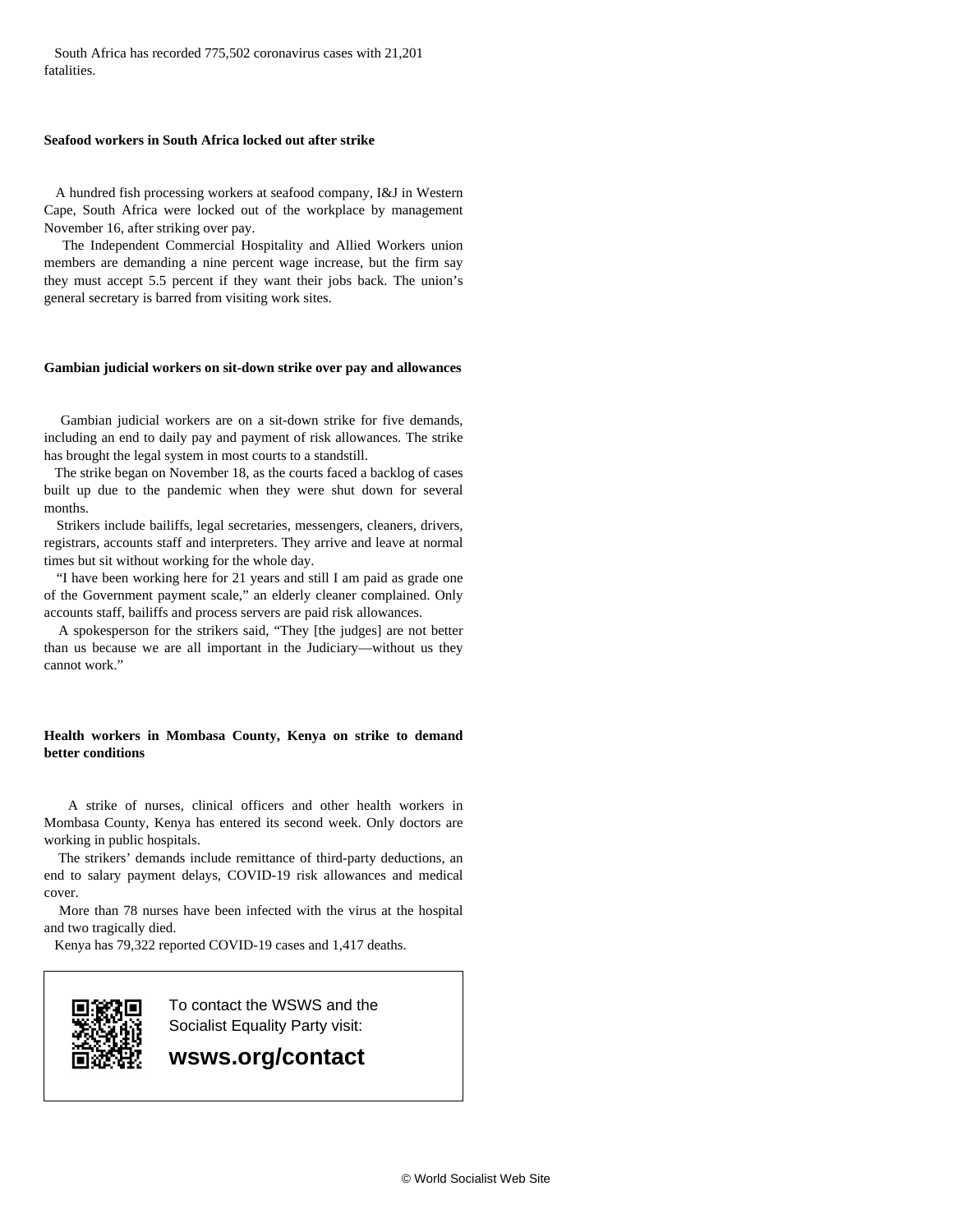South Africa has recorded 775,502 coronavirus cases with 21,201 fatalities.

### Seafood workers in South Africa locked out after strike

A hundred fish processing workers at seafood company, I&J in Western Cape, South Africa were locked out of the workplace by management November 16, after striking over pay.

The Independent Commercial Hospitality and Allied Workers union members are demanding a nine percent wage increase, but the firm say they must accept 5.5 percent if they want their jobs back. The union's general secretary is barred from visiting work sites.

### Gambian judicial workers on sit-down strike over pay and allowances

Gambian judicial workers are on a sit-down strike for five demands, including an end to daily pay and payment of risk allowances. The strike has brought the legal system in most courts to a standstill.

The strike began on November 18, as the courts faced a backlog of cases built up due to the pandemic when they were shut down for several months.

Strikers include bailiffs, legal secretaries, messengers, cleaners, drivers, registrars, accounts staff and interpreters. They arrive and leave at normal times but sit without working for the whole day.

"I have been working here for 21 years and still I am paid as grade one of the Government payment scale," an elderly cleaner complained. Only accounts staff, bailiffs and process servers are paid risk allowances.

A spokesperson for the strikers said, "They [the judges] are not better than us because we are all important in the Judiciary—without us they cannot work."

### Health workers in Mombasa County, Kenya on strike to demand better conditions

A strike of nurses, clinical officers and other health workers in Mombasa County, Kenya has entered its second week. Only doctors are working in public hospitals.

The strikers' demands include remittance of third-party deductions, an end to salary payment delays, COVID-19 risk allowances and medical cover.

More than 78 nurses have been infected with the virus at the hospital and two tragically died.

Kenya has 79,322 reported COVID-19 cases and 1,417 deaths.

To contact the WSWS and the Socialist Equality Party visit:

**wsws.org/contact**